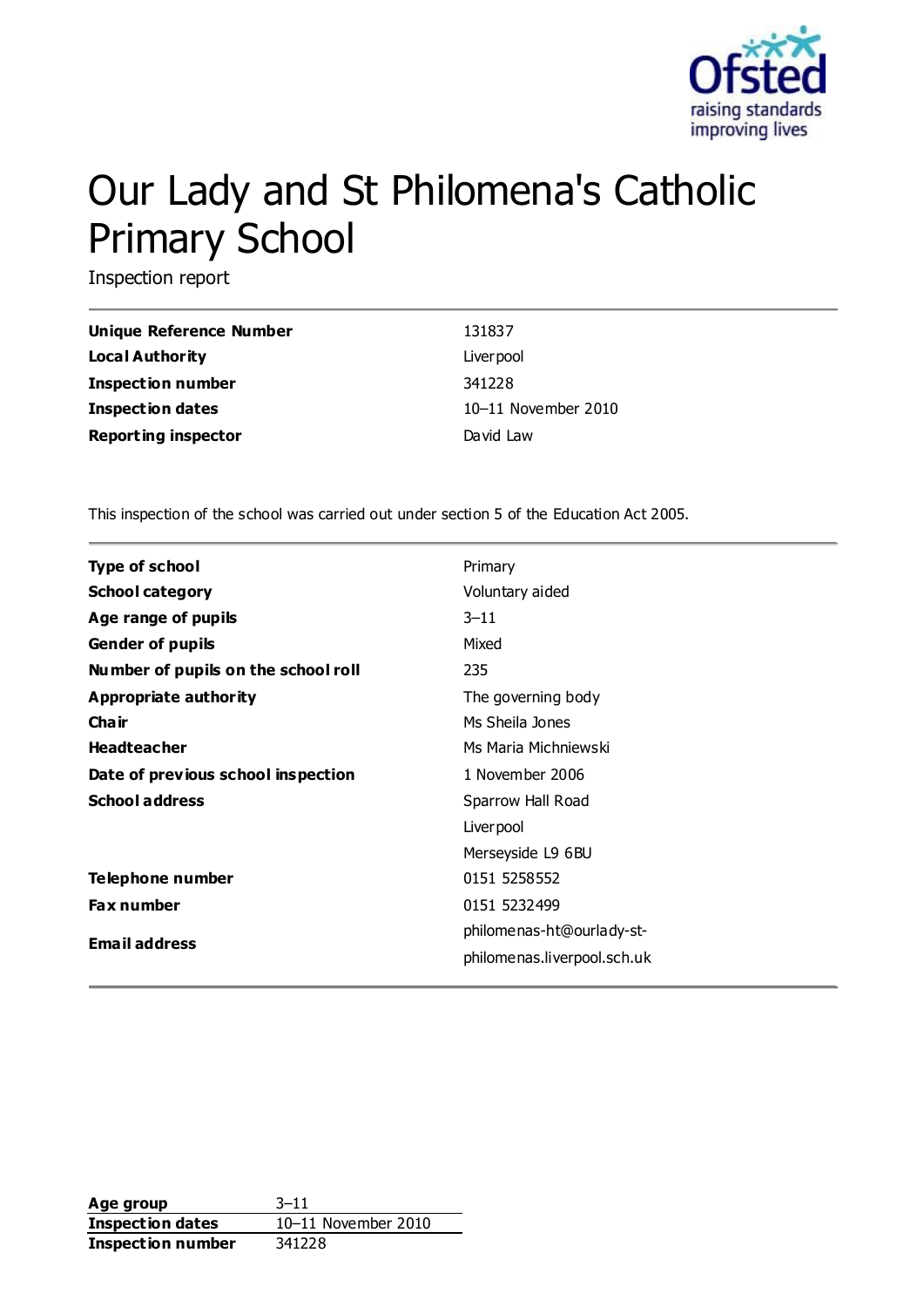# Our Lady and St Philomena's Catholic Primary School

Inspection report

| | |
|---|---|
| **Unique Reference Number** | 131837 |
| **Local Authority** | Liverpool |
| **Inspection number** | 341228 |
| **Inspection dates** | 10–11 November 2010 |
| **Reporting inspector** | David Law |

This inspection of the school was carried out under section 5 of the Education Act 2005.

| | |
|---|---|
| **Type of school** | Primary |
| **School category** | Voluntary aided |
| **Age range of pupils** | 3–11 |
| **Gender of pupils** | Mixed |
| **Number of pupils on the school roll** | 235 |
| **Appropriate authority** | The governing body |
| **Chair** | Ms Sheila Jones |
| **Headteacher** | Ms Maria Michniewski |
| **Date of previous school inspection** | 1 November 2006 |
| **School address** | Sparrow Hall Road<br>Liverpool<br>Merseyside L9 6BU |
| **Telephone number** | 0151 5258552 |
| **Fax number** | 0151 5232499 |
| **Email address** | philomenas-ht@ourlady-st-philomenas.liverpool.sch.uk |

| | |
|---|---|
| **Age group** | 3–11 |
| **Inspection dates** | 10–11 November 2010 |
| **Inspection number** | 341228 |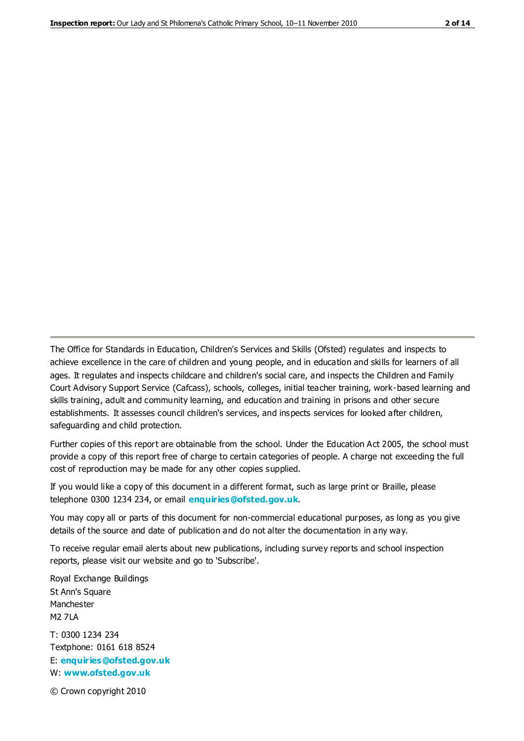The Office for Standards in Education, Children's Services and Skills (Ofsted) regulates and inspects to achieve excellence in the care of children and young people, and in education and skills for learners of all ages. It regulates and inspects childcare and children's social care, and inspects the Children and Family Court Advisory Support Service (Cafcass), schools, colleges, initial teacher training, work-based learning and skills training, adult and community learning, and education and training in prisons and other secure establishments. It assesses council children's services, and inspects services for looked after children, safeguarding and child protection.

Further copies of this report are obtainable from the school. Under the Education Act 2005, the school must provide a copy of this report free of charge to certain categories of people. A charge not exceeding the full cost of reproduction may be made for any other copies supplied.

If you would like a copy of this document in a different format, such as large print or Braille, please telephone 0300 1234 234, or email **enquiries@ofsted.gov.uk**.

You may copy all or parts of this document for non-commercial educational purposes, as long as you give details of the source and date of publication and do not alter the documentation in any way.

To receive regular email alerts about new publications, including survey reports and school inspection reports, please visit our website and go to 'Subscribe'.

Royal Exchange Buildings
St Ann's Square
Manchester
M2 7LA

T: 0300 1234 234
Textphone: 0161 618 8524
E: **enquiries@ofsted.gov.uk**
W: **www.ofsted.gov.uk**

© Crown copyright 2010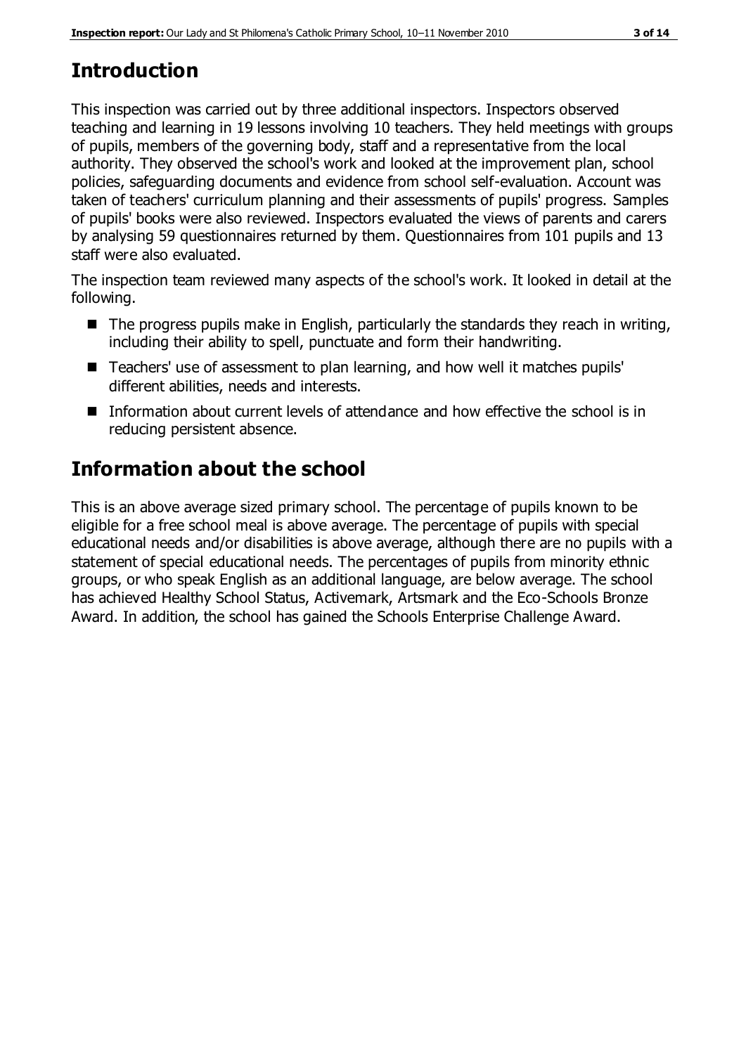## Introduction

This inspection was carried out by three additional inspectors. Inspectors observed teaching and learning in 19 lessons involving 10 teachers. They held meetings with groups of pupils, members of the governing body, staff and a representative from the local authority. They observed the school's work and looked at the improvement plan, school policies, safeguarding documents and evidence from school self-evaluation. Account was taken of teachers' curriculum planning and their assessments of pupils' progress. Samples of pupils' books were also reviewed. Inspectors evaluated the views of parents and carers by analysing 59 questionnaires returned by them. Questionnaires from 101 pupils and 13 staff were also evaluated.

The inspection team reviewed many aspects of the school's work. It looked in detail at the following.

- The progress pupils make in English, particularly the standards they reach in writing, including their ability to spell, punctuate and form their handwriting.
- Teachers' use of assessment to plan learning, and how well it matches pupils' different abilities, needs and interests.
- Information about current levels of attendance and how effective the school is in reducing persistent absence.

## Information about the school

This is an above average sized primary school. The percentage of pupils known to be eligible for a free school meal is above average. The percentage of pupils with special educational needs and/or disabilities is above average, although there are no pupils with a statement of special educational needs. The percentages of pupils from minority ethnic groups, or who speak English as an additional language, are below average. The school has achieved Healthy School Status, Activemark, Artsmark and the Eco-Schools Bronze Award. In addition, the school has gained the Schools Enterprise Challenge Award.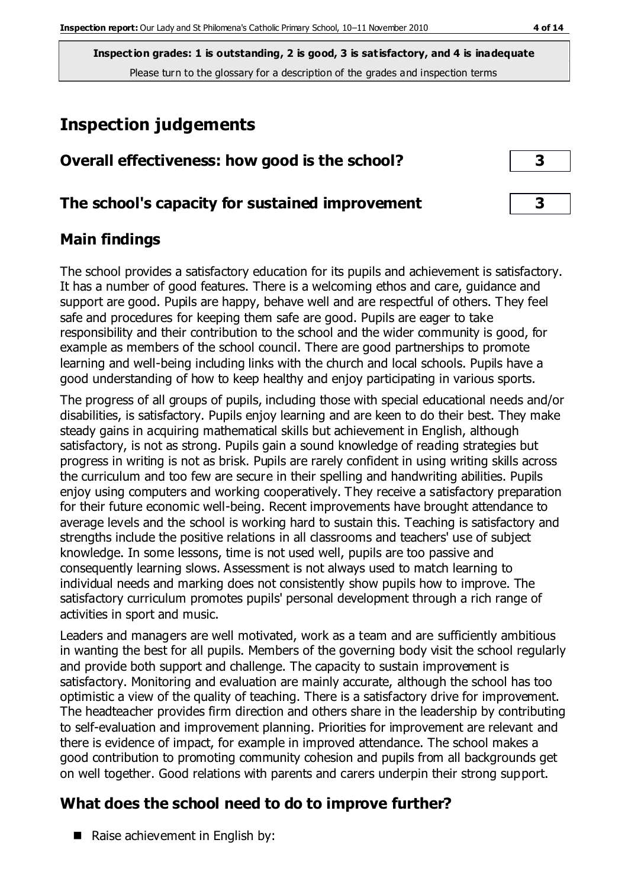**Inspection grades: 1 is outstanding, 2 is good, 3 is satisfactory, and 4 is inadequate**
Please turn to the glossary for a description of the grades and inspection terms

# Inspection judgements

## Overall effectiveness: how good is the school? **3**

## The school's capacity for sustained improvement **3**

## Main findings

The school provides a satisfactory education for its pupils and achievement is satisfactory. It has a number of good features. There is a welcoming ethos and care, guidance and support are good. Pupils are happy, behave well and are respectful of others. They feel safe and procedures for keeping them safe are good. Pupils are eager to take responsibility and their contribution to the school and the wider community is good, for example as members of the school council. There are good partnerships to promote learning and well-being including links with the church and local schools. Pupils have a good understanding of how to keep healthy and enjoy participating in various sports.

The progress of all groups of pupils, including those with special educational needs and/or disabilities, is satisfactory. Pupils enjoy learning and are keen to do their best. They make steady gains in acquiring mathematical skills but achievement in English, although satisfactory, is not as strong. Pupils gain a sound knowledge of reading strategies but progress in writing is not as brisk. Pupils are rarely confident in using writing skills across the curriculum and too few are secure in their spelling and handwriting abilities. Pupils enjoy using computers and working cooperatively. They receive a satisfactory preparation for their future economic well-being. Recent improvements have brought attendance to average levels and the school is working hard to sustain this. Teaching is satisfactory and strengths include the positive relations in all classrooms and teachers' use of subject knowledge. In some lessons, time is not used well, pupils are too passive and consequently learning slows. Assessment is not always used to match learning to individual needs and marking does not consistently show pupils how to improve. The satisfactory curriculum promotes pupils' personal development through a rich range of activities in sport and music.

Leaders and managers are well motivated, work as a team and are sufficiently ambitious in wanting the best for all pupils. Members of the governing body visit the school regularly and provide both support and challenge. The capacity to sustain improvement is satisfactory. Monitoring and evaluation are mainly accurate, although the school has too optimistic a view of the quality of teaching. There is a satisfactory drive for improvement. The headteacher provides firm direction and others share in the leadership by contributing to self-evaluation and improvement planning. Priorities for improvement are relevant and there is evidence of impact, for example in improved attendance. The school makes a good contribution to promoting community cohesion and pupils from all backgrounds get on well together. Good relations with parents and carers underpin their strong support.

## What does the school need to do to improve further?

- Raise achievement in English by: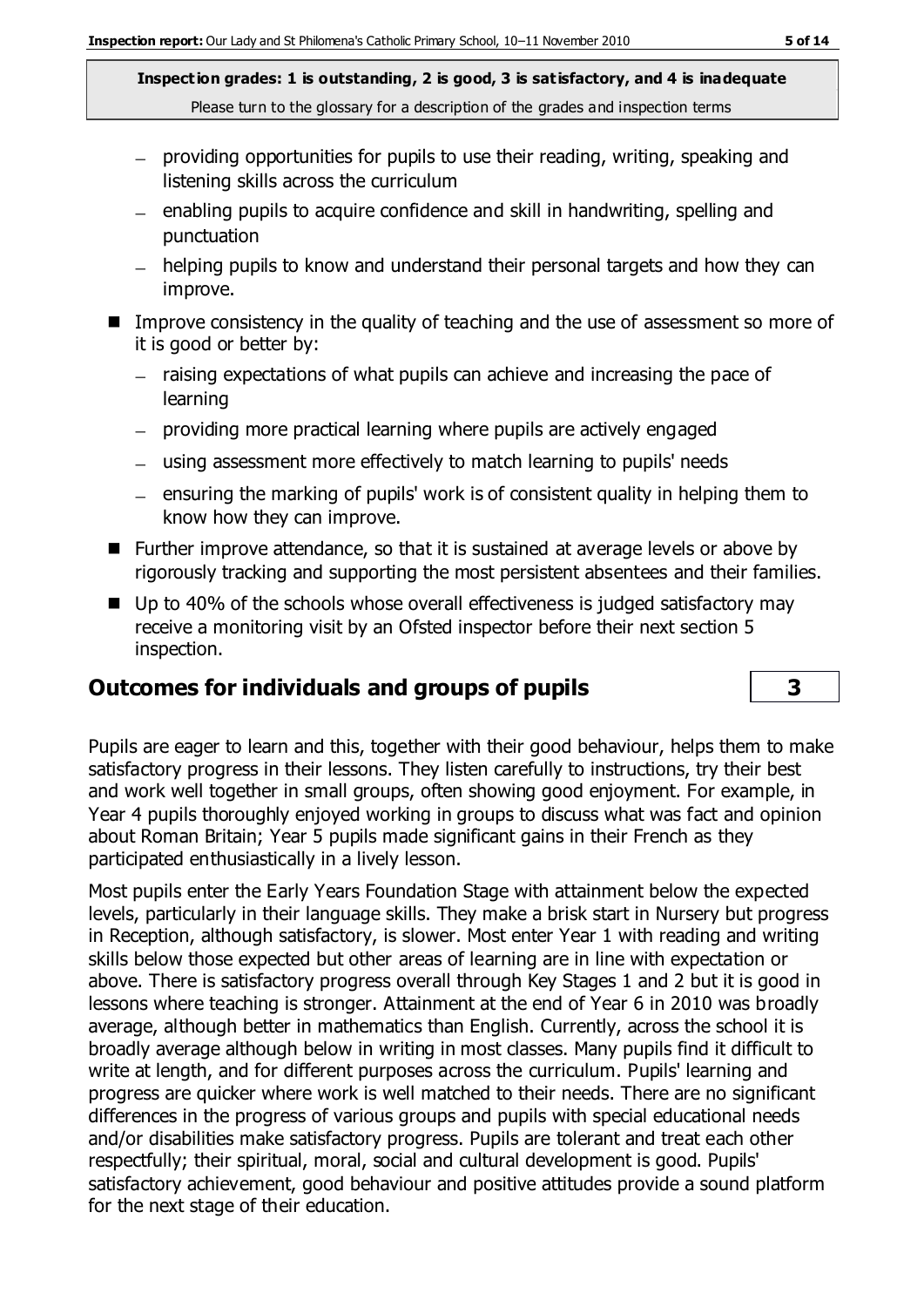- providing opportunities for pupils to use their reading, writing, speaking and listening skills across the curriculum
  - enabling pupils to acquire confidence and skill in handwriting, spelling and punctuation
  - helping pupils to know and understand their personal targets and how they can improve.
- Improve consistency in the quality of teaching and the use of assessment so more of it is good or better by:
  - raising expectations of what pupils can achieve and increasing the pace of learning
  - providing more practical learning where pupils are actively engaged
  - using assessment more effectively to match learning to pupils' needs
  - ensuring the marking of pupils' work is of consistent quality in helping them to know how they can improve.
- Further improve attendance, so that it is sustained at average levels or above by rigorously tracking and supporting the most persistent absentees and their families.
- Up to 40% of the schools whose overall effectiveness is judged satisfactory may receive a monitoring visit by an Ofsted inspector before their next section 5 inspection.

## Outcomes for individuals and groups of pupils — 3

Pupils are eager to learn and this, together with their good behaviour, helps them to make satisfactory progress in their lessons. They listen carefully to instructions, try their best and work well together in small groups, often showing good enjoyment. For example, in Year 4 pupils thoroughly enjoyed working in groups to discuss what was fact and opinion about Roman Britain; Year 5 pupils made significant gains in their French as they participated enthusiastically in a lively lesson.

Most pupils enter the Early Years Foundation Stage with attainment below the expected levels, particularly in their language skills. They make a brisk start in Nursery but progress in Reception, although satisfactory, is slower. Most enter Year 1 with reading and writing skills below those expected but other areas of learning are in line with expectation or above. There is satisfactory progress overall through Key Stages 1 and 2 but it is good in lessons where teaching is stronger. Attainment at the end of Year 6 in 2010 was broadly average, although better in mathematics than English. Currently, across the school it is broadly average although below in writing in most classes. Many pupils find it difficult to write at length, and for different purposes across the curriculum. Pupils' learning and progress are quicker where work is well matched to their needs. There are no significant differences in the progress of various groups and pupils with special educational needs and/or disabilities make satisfactory progress. Pupils are tolerant and treat each other respectfully; their spiritual, moral, social and cultural development is good. Pupils' satisfactory achievement, good behaviour and positive attitudes provide a sound platform for the next stage of their education.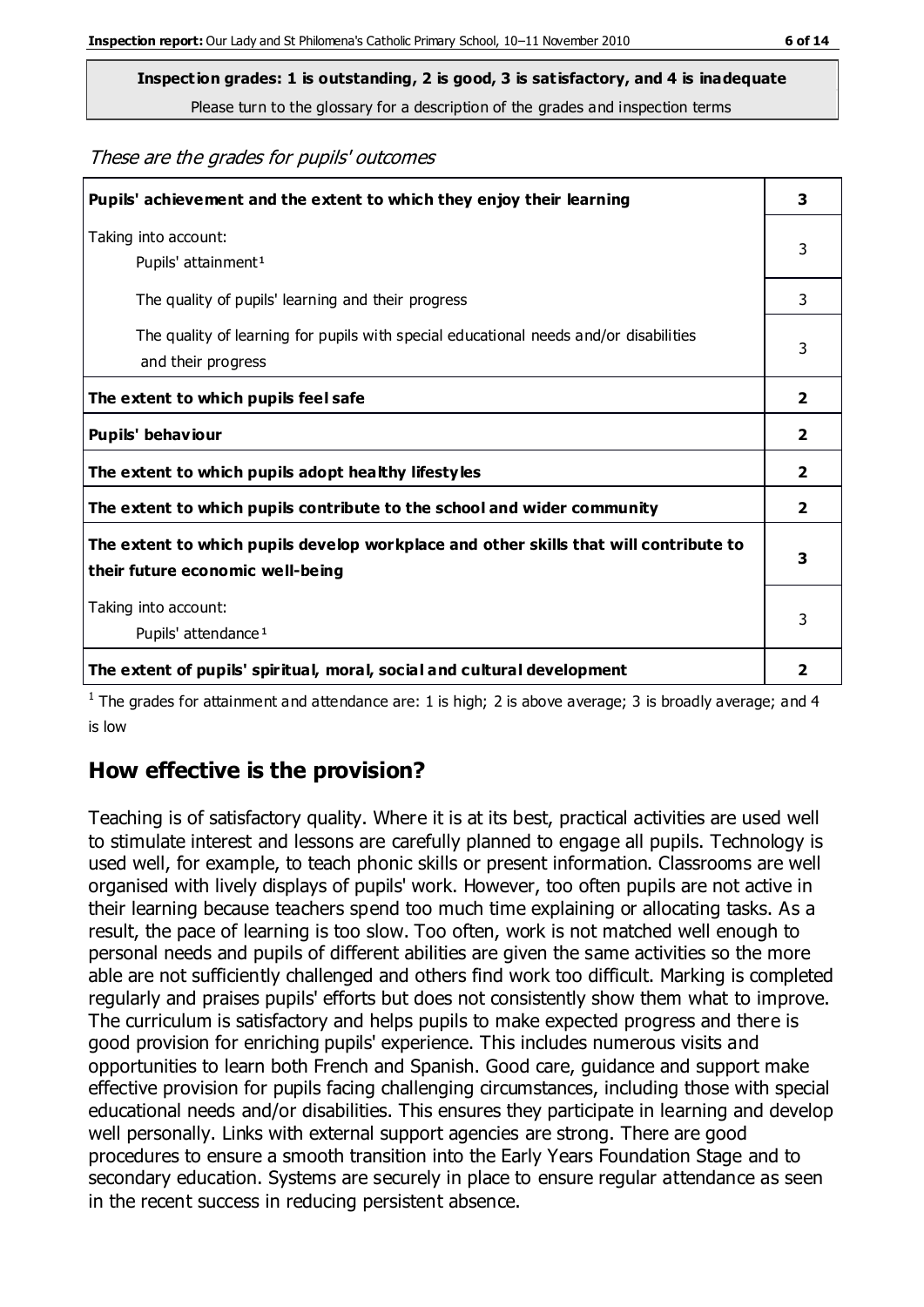**Inspection grades: 1 is outstanding, 2 is good, 3 is satisfactory, and 4 is inadequate**

Please turn to the glossary for a description of the grades and inspection terms

*These are the grades for pupils' outcomes*

| Pupils' achievement and the extent to which they enjoy their learning | 3 |
|---|---|
| Taking into account:<br>Pupils' attainment[1] | 3 |
| The quality of pupils' learning and their progress | 3 |
| The quality of learning for pupils with special educational needs and/or disabilities and their progress | 3 |
| **The extent to which pupils feel safe** | **2** |
| **Pupils' behaviour** | **2** |
| **The extent to which pupils adopt healthy lifestyles** | **2** |
| **The extent to which pupils contribute to the school and wider community** | **2** |
| **The extent to which pupils develop workplace and other skills that will contribute to their future economic well-being** | **3** |
| Taking into account:<br>Pupils' attendance[1] | 3 |
| **The extent of pupils' spiritual, moral, social and cultural development** | **2** |

[1] The grades for attainment and attendance are: 1 is high; 2 is above average; 3 is broadly average; and 4 is low

## How effective is the provision?

Teaching is of satisfactory quality. Where it is at its best, practical activities are used well to stimulate interest and lessons are carefully planned to engage all pupils. Technology is used well, for example, to teach phonic skills or present information. Classrooms are well organised with lively displays of pupils' work. However, too often pupils are not active in their learning because teachers spend too much time explaining or allocating tasks. As a result, the pace of learning is too slow. Too often, work is not matched well enough to personal needs and pupils of different abilities are given the same activities so the more able are not sufficiently challenged and others find work too difficult. Marking is completed regularly and praises pupils' efforts but does not consistently show them what to improve. The curriculum is satisfactory and helps pupils to make expected progress and there is good provision for enriching pupils' experience. This includes numerous visits and opportunities to learn both French and Spanish. Good care, guidance and support make effective provision for pupils facing challenging circumstances, including those with special educational needs and/or disabilities. This ensures they participate in learning and develop well personally. Links with external support agencies are strong. There are good procedures to ensure a smooth transition into the Early Years Foundation Stage and to secondary education. Systems are securely in place to ensure regular attendance as seen in the recent success in reducing persistent absence.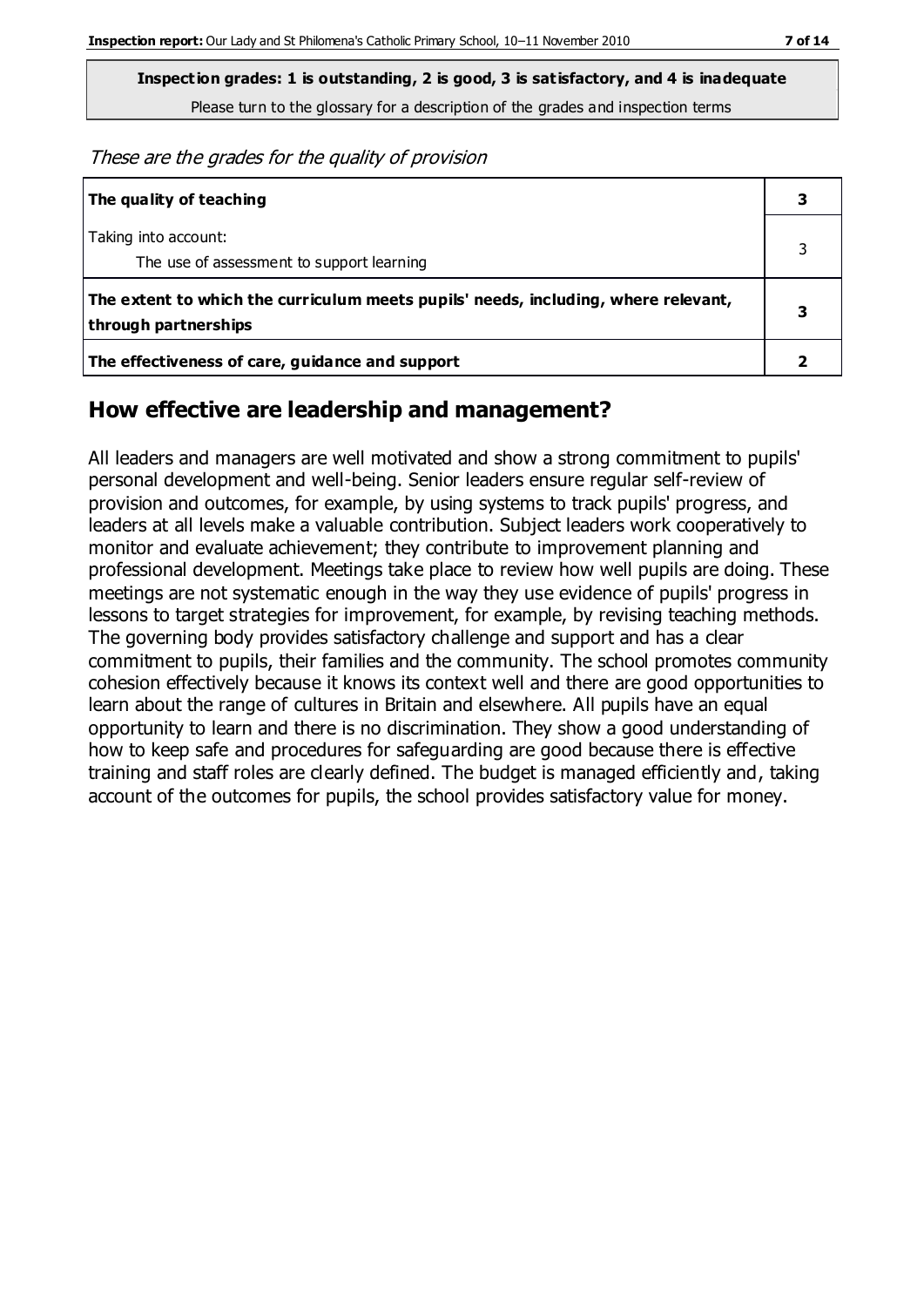**Inspection grades: 1 is outstanding, 2 is good, 3 is satisfactory, and 4 is inadequate**

Please turn to the glossary for a description of the grades and inspection terms

*These are the grades for the quality of provision*

| | |
|---|---|
| **The quality of teaching** | **3** |
| Taking into account:<br>The use of assessment to support learning | 3 |
| **The extent to which the curriculum meets pupils' needs, including, where relevant, through partnerships** | **3** |
| **The effectiveness of care, guidance and support** | **2** |

## How effective are leadership and management?

All leaders and managers are well motivated and show a strong commitment to pupils' personal development and well-being. Senior leaders ensure regular self-review of provision and outcomes, for example, by using systems to track pupils' progress, and leaders at all levels make a valuable contribution. Subject leaders work cooperatively to monitor and evaluate achievement; they contribute to improvement planning and professional development. Meetings take place to review how well pupils are doing. These meetings are not systematic enough in the way they use evidence of pupils' progress in lessons to target strategies for improvement, for example, by revising teaching methods. The governing body provides satisfactory challenge and support and has a clear commitment to pupils, their families and the community. The school promotes community cohesion effectively because it knows its context well and there are good opportunities to learn about the range of cultures in Britain and elsewhere. All pupils have an equal opportunity to learn and there is no discrimination. They show a good understanding of how to keep safe and procedures for safeguarding are good because there is effective training and staff roles are clearly defined. The budget is managed efficiently and, taking account of the outcomes for pupils, the school provides satisfactory value for money.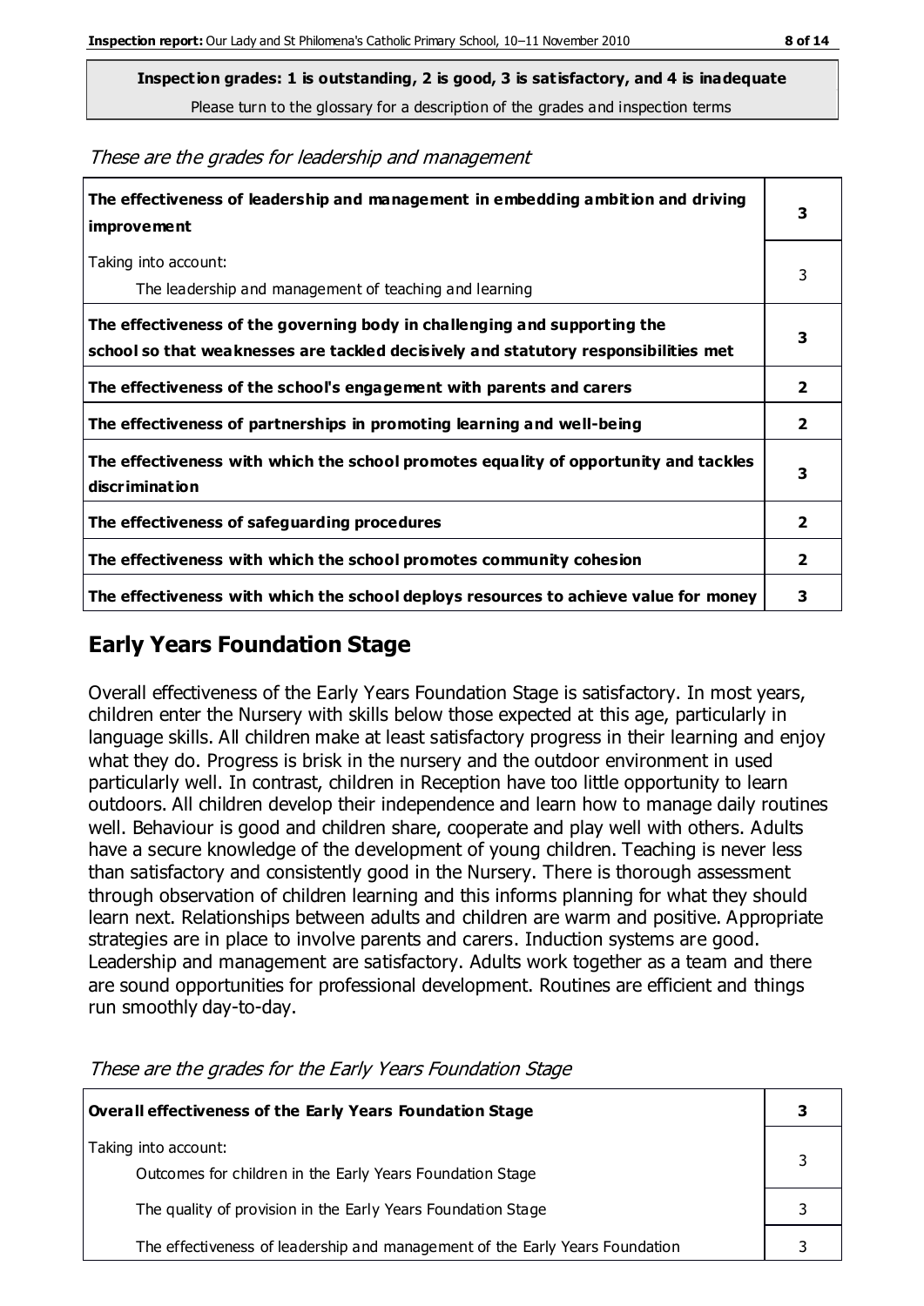**Inspection grades: 1 is outstanding, 2 is good, 3 is satisfactory, and 4 is inadequate**
Please turn to the glossary for a description of the grades and inspection terms

*These are the grades for leadership and management*

| | |
|---|---|
| **The effectiveness of leadership and management in embedding ambition and driving improvement** | **3** |
| Taking into account:<br>The leadership and management of teaching and learning | 3 |
| **The effectiveness of the governing body in challenging and supporting the school so that weaknesses are tackled decisively and statutory responsibilities met** | **3** |
| **The effectiveness of the school's engagement with parents and carers** | **2** |
| **The effectiveness of partnerships in promoting learning and well-being** | **2** |
| **The effectiveness with which the school promotes equality of opportunity and tackles discrimination** | **3** |
| **The effectiveness of safeguarding procedures** | **2** |
| **The effectiveness with which the school promotes community cohesion** | **2** |
| **The effectiveness with which the school deploys resources to achieve value for money** | **3** |

## Early Years Foundation Stage

Overall effectiveness of the Early Years Foundation Stage is satisfactory. In most years, children enter the Nursery with skills below those expected at this age, particularly in language skills. All children make at least satisfactory progress in their learning and enjoy what they do. Progress is brisk in the nursery and the outdoor environment in used particularly well. In contrast, children in Reception have too little opportunity to learn outdoors. All children develop their independence and learn how to manage daily routines well. Behaviour is good and children share, cooperate and play well with others. Adults have a secure knowledge of the development of young children. Teaching is never less than satisfactory and consistently good in the Nursery. There is thorough assessment through observation of children learning and this informs planning for what they should learn next. Relationships between adults and children are warm and positive. Appropriate strategies are in place to involve parents and carers. Induction systems are good. Leadership and management are satisfactory. Adults work together as a team and there are sound opportunities for professional development. Routines are efficient and things run smoothly day-to-day.

*These are the grades for the Early Years Foundation Stage*

| | |
|---|---|
| **Overall effectiveness of the Early Years Foundation Stage** | **3** |
| Taking into account:<br>Outcomes for children in the Early Years Foundation Stage | 3 |
| The quality of provision in the Early Years Foundation Stage | 3 |
| The effectiveness of leadership and management of the Early Years Foundation | 3 |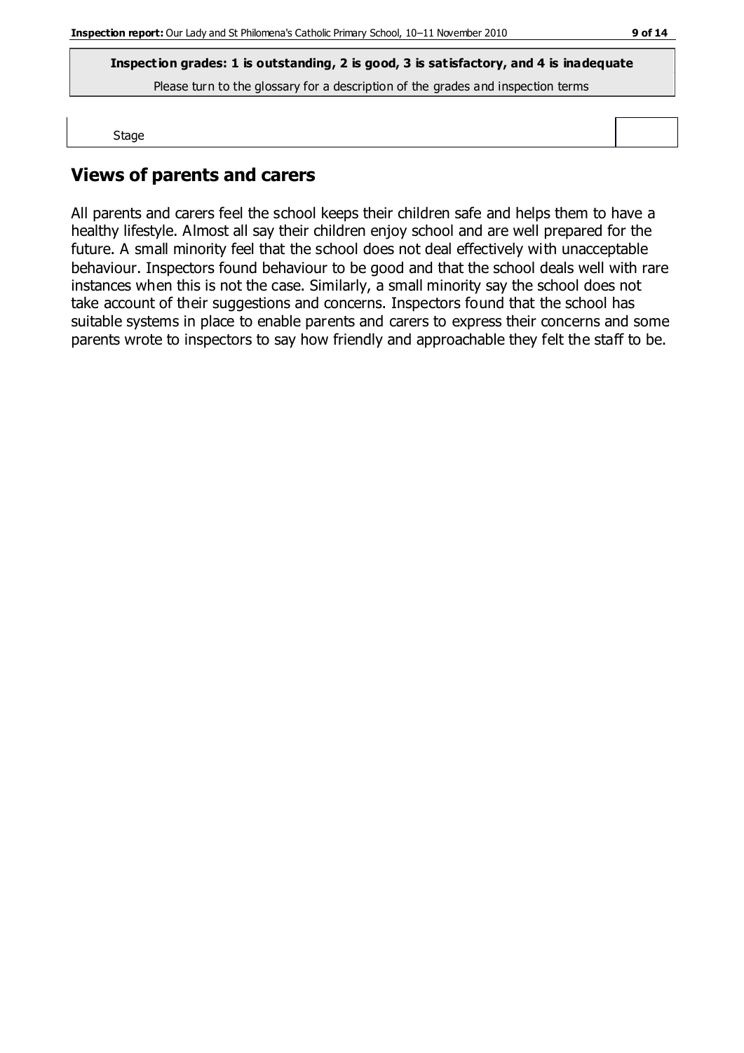**Inspection grades: 1 is outstanding, 2 is good, 3 is satisfactory, and 4 is inadequate**

Please turn to the glossary for a description of the grades and inspection terms

| Stage | |
|---|---|

## Views of parents and carers

All parents and carers feel the school keeps their children safe and helps them to have a healthy lifestyle. Almost all say their children enjoy school and are well prepared for the future. A small minority feel that the school does not deal effectively with unacceptable behaviour. Inspectors found behaviour to be good and that the school deals well with rare instances when this is not the case. Similarly, a small minority say the school does not take account of their suggestions and concerns. Inspectors found that the school has suitable systems in place to enable parents and carers to express their concerns and some parents wrote to inspectors to say how friendly and approachable they felt the staff to be.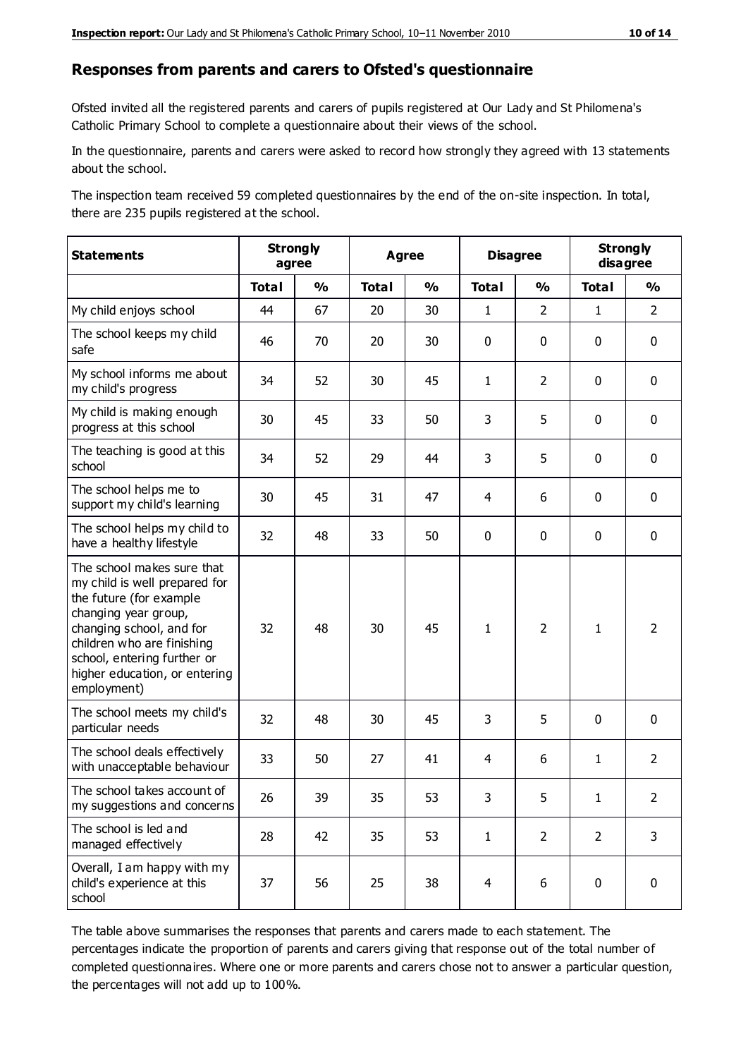## Responses from parents and carers to Ofsted's questionnaire

Ofsted invited all the registered parents and carers of pupils registered at Our Lady and St Philomena's Catholic Primary School to complete a questionnaire about their views of the school.

In the questionnaire, parents and carers were asked to record how strongly they agreed with 13 statements about the school.

The inspection team received 59 completed questionnaires by the end of the on-site inspection. In total, there are 235 pupils registered at the school.

| Statements | Strongly agree | | Agree | | Disagree | | Strongly disagree | |
|---|---|---|---|---|---|---|---|---|
| | Total | % | Total | % | Total | % | Total | % |
| My child enjoys school | 44 | 67 | 20 | 30 | 1 | 2 | 1 | 2 |
| The school keeps my child safe | 46 | 70 | 20 | 30 | 0 | 0 | 0 | 0 |
| My school informs me about my child's progress | 34 | 52 | 30 | 45 | 1 | 2 | 0 | 0 |
| My child is making enough progress at this school | 30 | 45 | 33 | 50 | 3 | 5 | 0 | 0 |
| The teaching is good at this school | 34 | 52 | 29 | 44 | 3 | 5 | 0 | 0 |
| The school helps me to support my child's learning | 30 | 45 | 31 | 47 | 4 | 6 | 0 | 0 |
| The school helps my child to have a healthy lifestyle | 32 | 48 | 33 | 50 | 0 | 0 | 0 | 0 |
| The school makes sure that my child is well prepared for the future (for example changing year group, changing school, and for children who are finishing school, entering further or higher education, or entering employment) | 32 | 48 | 30 | 45 | 1 | 2 | 1 | 2 |
| The school meets my child's particular needs | 32 | 48 | 30 | 45 | 3 | 5 | 0 | 0 |
| The school deals effectively with unacceptable behaviour | 33 | 50 | 27 | 41 | 4 | 6 | 1 | 2 |
| The school takes account of my suggestions and concerns | 26 | 39 | 35 | 53 | 3 | 5 | 1 | 2 |
| The school is led and managed effectively | 28 | 42 | 35 | 53 | 1 | 2 | 2 | 3 |
| Overall, I am happy with my child's experience at this school | 37 | 56 | 25 | 38 | 4 | 6 | 0 | 0 |

The table above summarises the responses that parents and carers made to each statement. The percentages indicate the proportion of parents and carers giving that response out of the total number of completed questionnaires. Where one or more parents and carers chose not to answer a particular question, the percentages will not add up to 100%.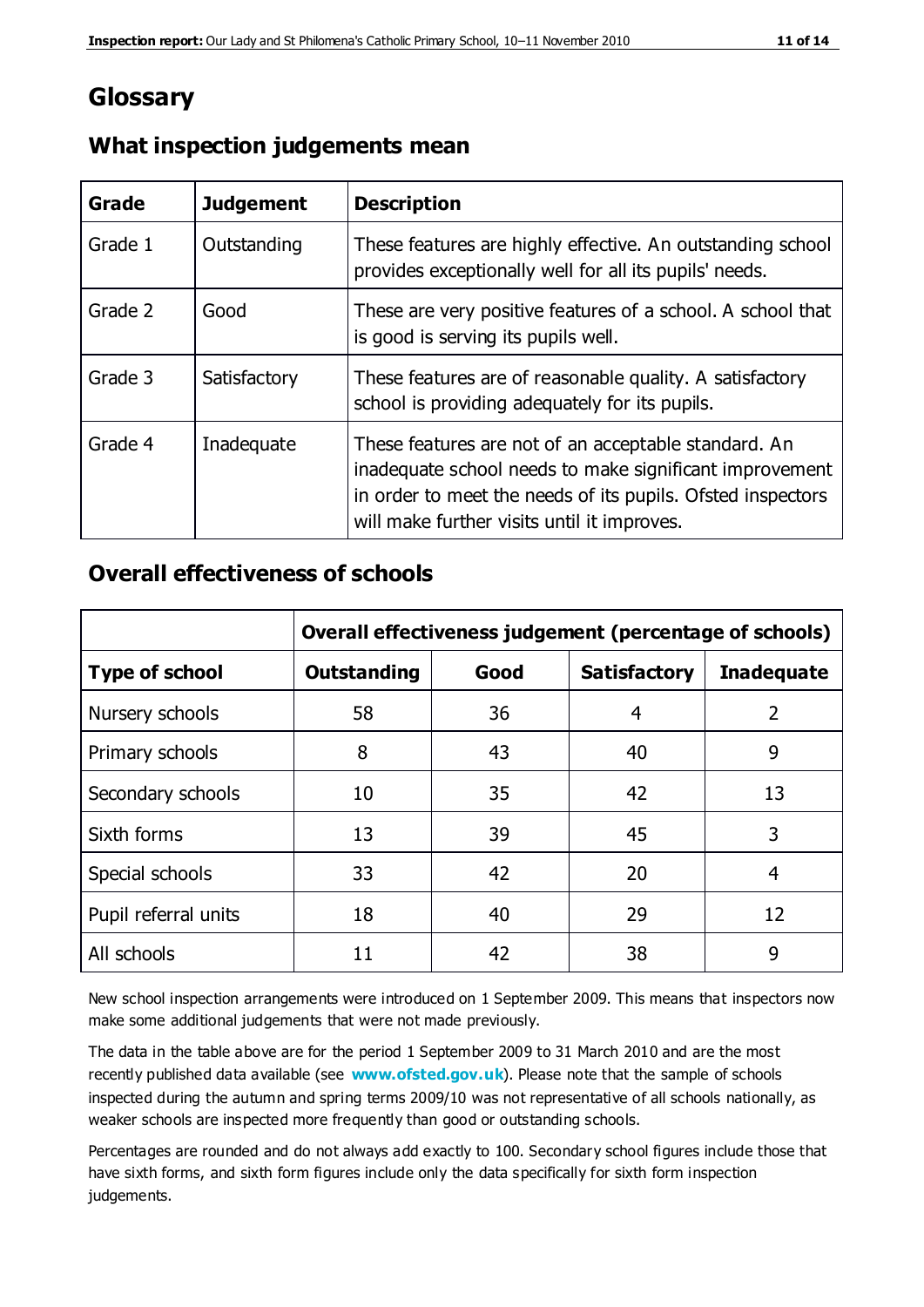# Glossary

## What inspection judgements mean

| Grade | Judgement | Description |
|---|---|---|
| Grade 1 | Outstanding | These features are highly effective. An outstanding school provides exceptionally well for all its pupils' needs. |
| Grade 2 | Good | These are very positive features of a school. A school that is good is serving its pupils well. |
| Grade 3 | Satisfactory | These features are of reasonable quality. A satisfactory school is providing adequately for its pupils. |
| Grade 4 | Inadequate | These features are not of an acceptable standard. An inadequate school needs to make significant improvement in order to meet the needs of its pupils. Ofsted inspectors will make further visits until it improves. |

## Overall effectiveness of schools

| | Overall effectiveness judgement (percentage of schools) | | | |
|---|---|---|---|---|
| **Type of school** | **Outstanding** | **Good** | **Satisfactory** | **Inadequate** |
| Nursery schools | 58 | 36 | 4 | 2 |
| Primary schools | 8 | 43 | 40 | 9 |
| Secondary schools | 10 | 35 | 42 | 13 |
| Sixth forms | 13 | 39 | 45 | 3 |
| Special schools | 33 | 42 | 20 | 4 |
| Pupil referral units | 18 | 40 | 29 | 12 |
| All schools | 11 | 42 | 38 | 9 |

New school inspection arrangements were introduced on 1 September 2009. This means that inspectors now make some additional judgements that were not made previously.

The data in the table above are for the period 1 September 2009 to 31 March 2010 and are the most recently published data available (see **www.ofsted.gov.uk**). Please note that the sample of schools inspected during the autumn and spring terms 2009/10 was not representative of all schools nationally, as weaker schools are inspected more frequently than good or outstanding schools.

Percentages are rounded and do not always add exactly to 100. Secondary school figures include those that have sixth forms, and sixth form figures include only the data specifically for sixth form inspection judgements.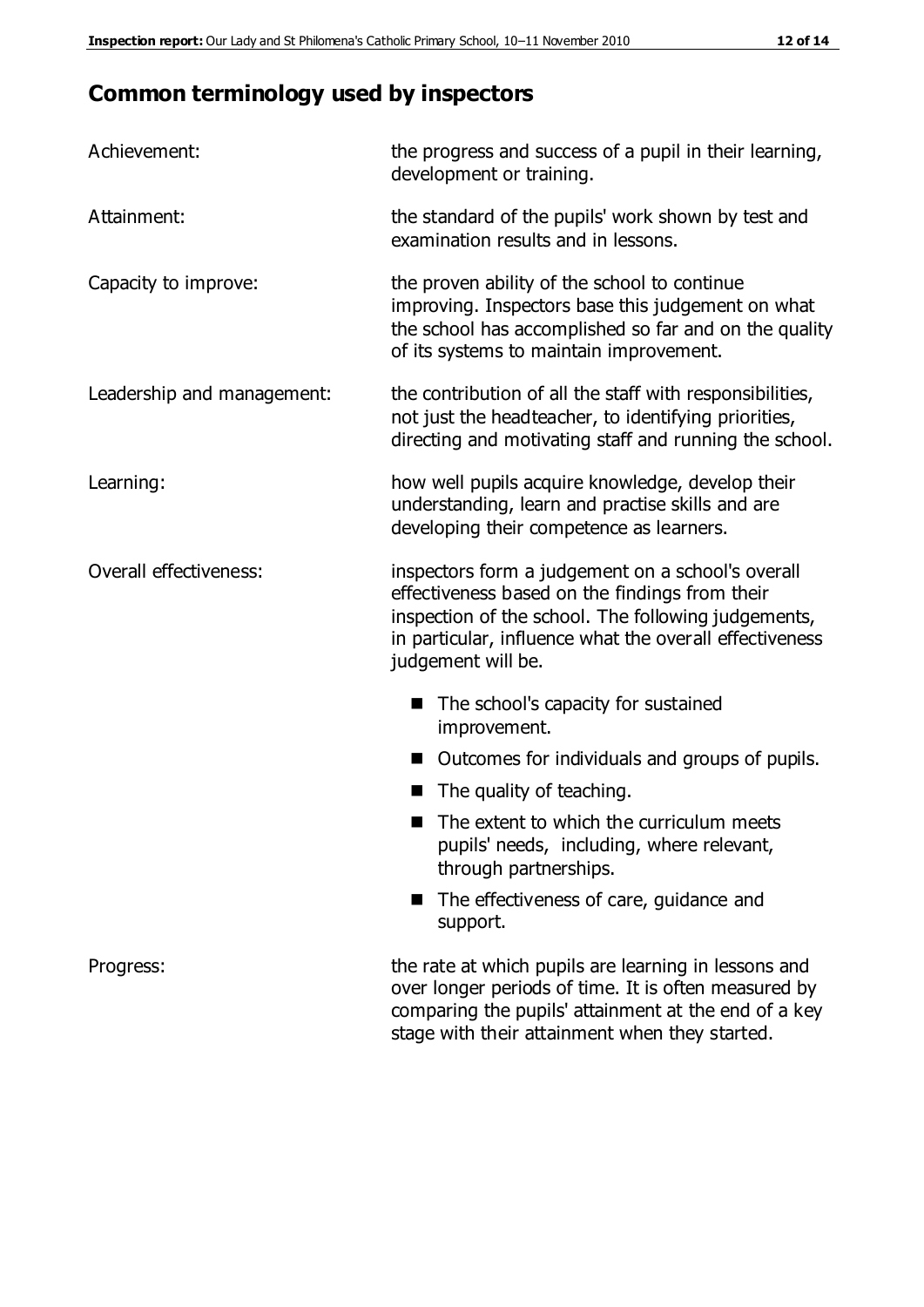## Common terminology used by inspectors

**Achievement:** the progress and success of a pupil in their learning, development or training.

**Attainment:** the standard of the pupils' work shown by test and examination results and in lessons.

**Capacity to improve:** the proven ability of the school to continue improving. Inspectors base this judgement on what the school has accomplished so far and on the quality of its systems to maintain improvement.

**Leadership and management:** the contribution of all the staff with responsibilities, not just the headteacher, to identifying priorities, directing and motivating staff and running the school.

**Learning:** how well pupils acquire knowledge, develop their understanding, learn and practise skills and are developing their competence as learners.

**Overall effectiveness:** inspectors form a judgement on a school's overall effectiveness based on the findings from their inspection of the school. The following judgements, in particular, influence what the overall effectiveness judgement will be.

- The school's capacity for sustained improvement.
- Outcomes for individuals and groups of pupils.
- The quality of teaching.
- The extent to which the curriculum meets pupils' needs, including, where relevant, through partnerships.
- The effectiveness of care, guidance and support.

**Progress:** the rate at which pupils are learning in lessons and over longer periods of time. It is often measured by comparing the pupils' attainment at the end of a key stage with their attainment when they started.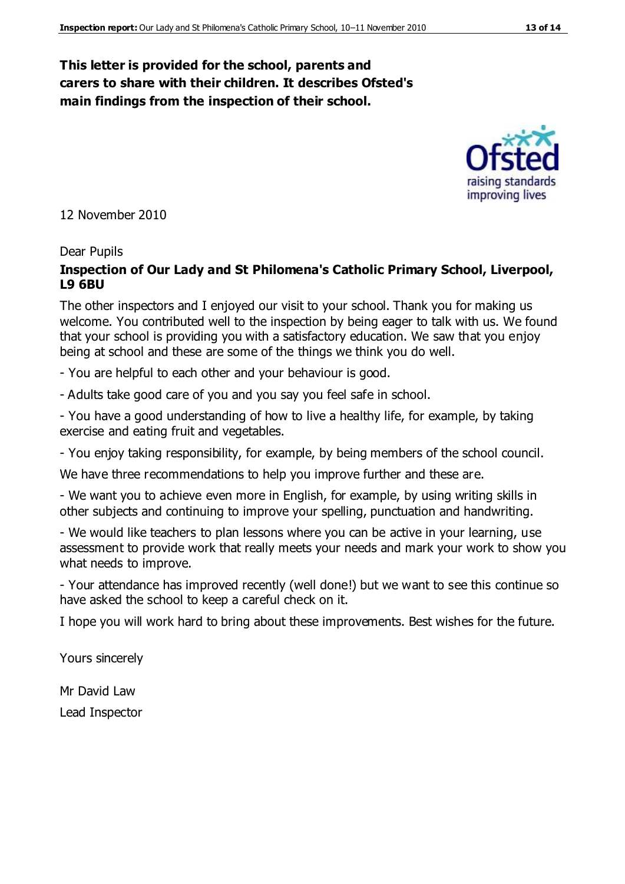**This letter is provided for the school, parents and carers to share with their children. It describes Ofsted's main findings from the inspection of their school.**

12 November 2010

Dear Pupils

**Inspection of Our Lady and St Philomena's Catholic Primary School, Liverpool, L9 6BU**

The other inspectors and I enjoyed our visit to your school. Thank you for making us welcome. You contributed well to the inspection by being eager to talk with us. We found that your school is providing you with a satisfactory education. We saw that you enjoy being at school and these are some of the things we think you do well.

- You are helpful to each other and your behaviour is good.
- Adults take good care of you and you say you feel safe in school.
- You have a good understanding of how to live a healthy life, for example, by taking exercise and eating fruit and vegetables.
- You enjoy taking responsibility, for example, by being members of the school council.

We have three recommendations to help you improve further and these are.

- We want you to achieve even more in English, for example, by using writing skills in other subjects and continuing to improve your spelling, punctuation and handwriting.
- We would like teachers to plan lessons where you can be active in your learning, use assessment to provide work that really meets your needs and mark your work to show you what needs to improve.
- Your attendance has improved recently (well done!) but we want to see this continue so have asked the school to keep a careful check on it.

I hope you will work hard to bring about these improvements. Best wishes for the future.

Yours sincerely

Mr David Law

Lead Inspector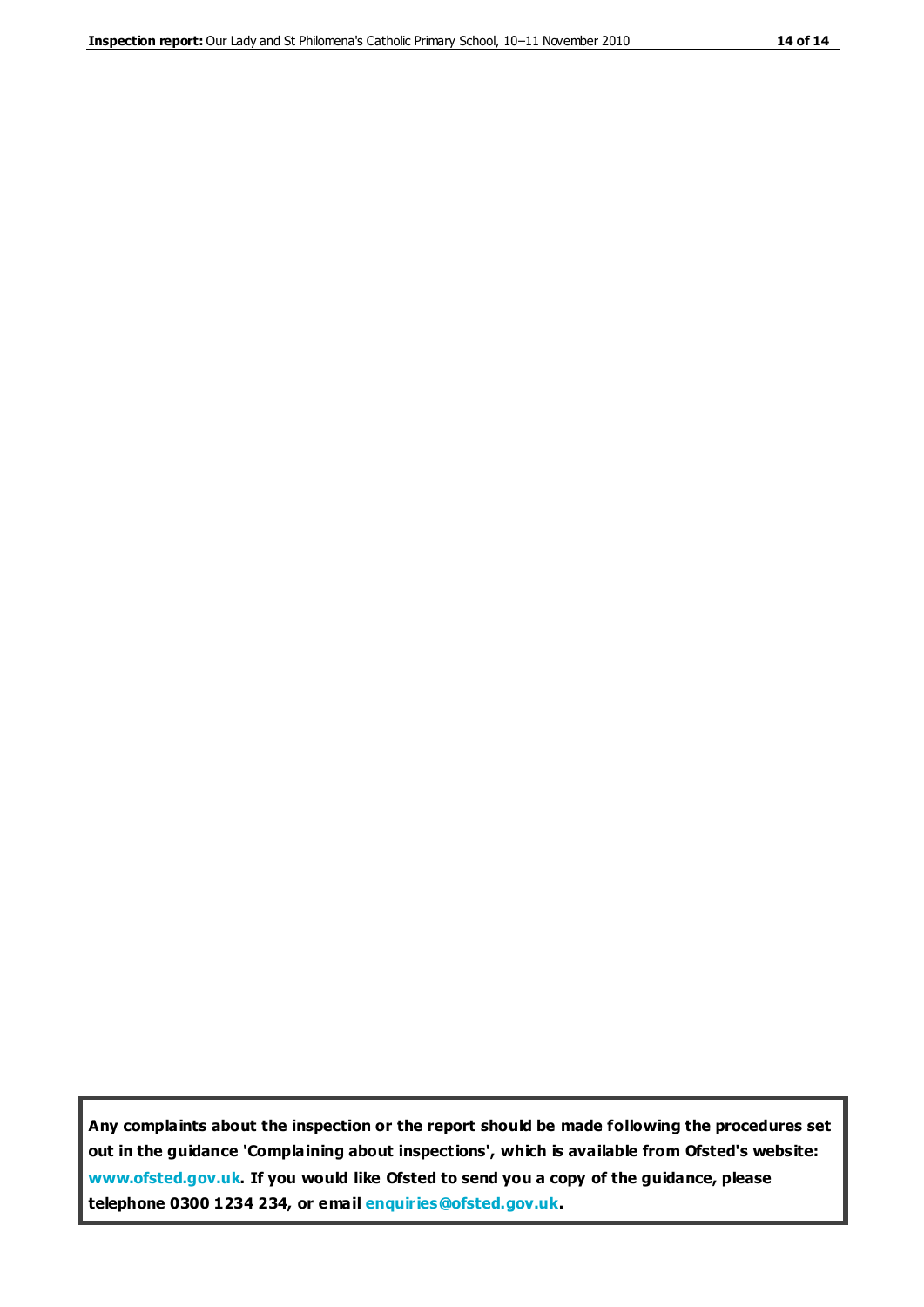**Any complaints about the inspection or the report should be made following the procedures set out in the guidance 'Complaining about inspections', which is available from Ofsted's website: www.ofsted.gov.uk. If you would like Ofsted to send you a copy of the guidance, please telephone 0300 1234 234, or email enquiries@ofsted.gov.uk.**